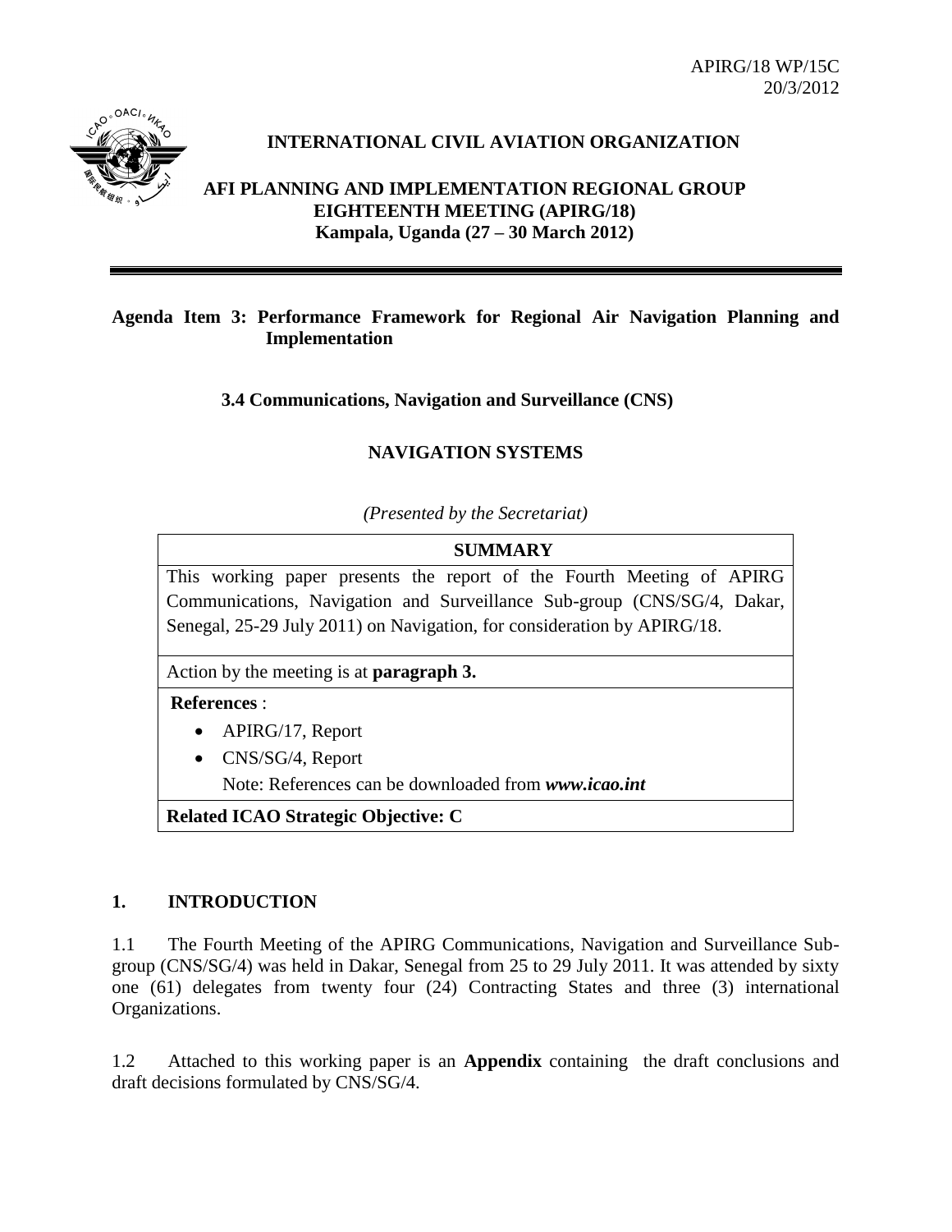APIRG/18 WP/15C
20/3/2012

# INTERNATIONAL CIVIL AVIATION ORGANIZATION

## AFI PLANNING AND IMPLEMENTATION REGIONAL GROUP EIGHTEENTH MEETING (APIRG/18)
**Kampala, Uganda (27 – 30 March 2012)**

**Agenda Item 3: Performance Framework for Regional Air Navigation Planning and Implementation**

**3.4 Communications, Navigation and Surveillance (CNS)**

**NAVIGATION SYSTEMS**

*(Presented by the Secretariat)*

| **SUMMARY** |
|---|
| This working paper presents the report of the Fourth Meeting of APIRG Communications, Navigation and Surveillance Sub-group (CNS/SG/4, Dakar, Senegal, 25-29 July 2011) on Navigation, for consideration by APIRG/18. |
| Action by the meeting is at **paragraph 3.** |
| **References** :<br>• APIRG/17, Report<br>• CNS/SG/4, Report<br>Note: References can be downloaded from ***www.icao.int*** |
| **Related ICAO Strategic Objective: C** |

## 1. INTRODUCTION

1.1 The Fourth Meeting of the APIRG Communications, Navigation and Surveillance Sub-group (CNS/SG/4) was held in Dakar, Senegal from 25 to 29 July 2011. It was attended by sixty one (61) delegates from twenty four (24) Contracting States and three (3) international Organizations.

1.2 Attached to this working paper is an **Appendix** containing the draft conclusions and draft decisions formulated by CNS/SG/4.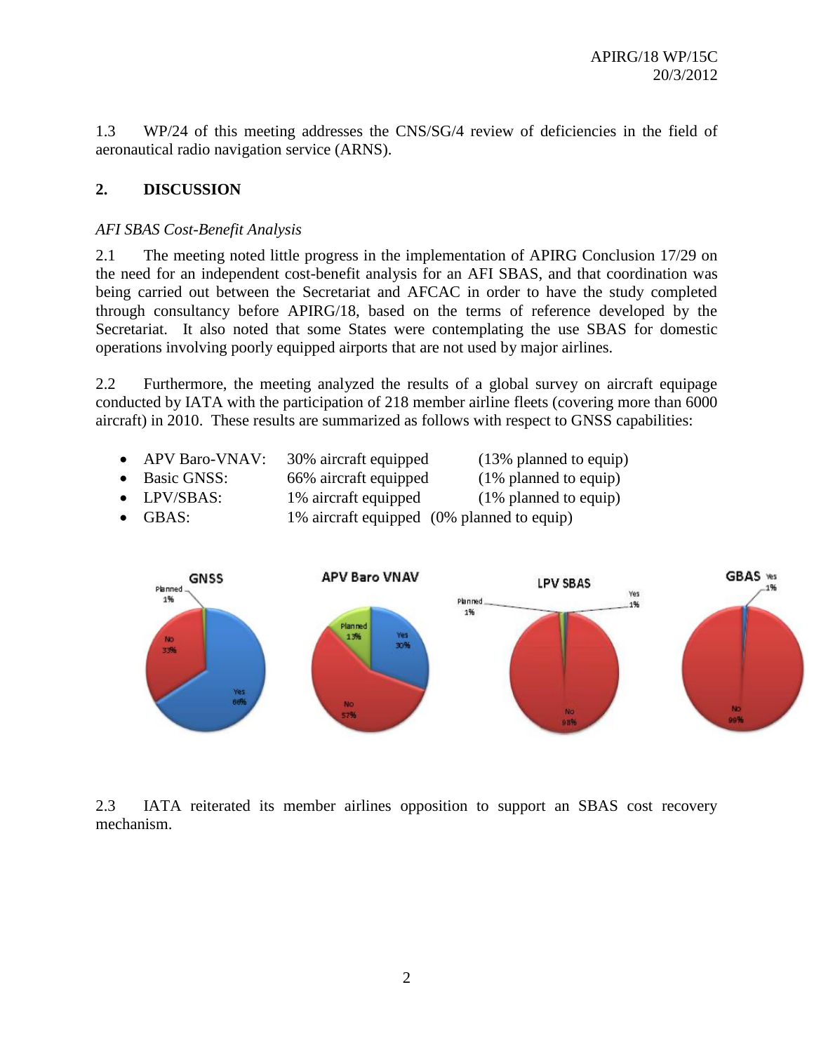1.3 WP/24 of this meeting addresses the CNS/SG/4 review of deficiencies in the field of aeronautical radio navigation service (ARNS).

## 2. DISCUSSION

*AFI SBAS Cost-Benefit Analysis*

2.1 The meeting noted little progress in the implementation of APIRG Conclusion 17/29 on the need for an independent cost-benefit analysis for an AFI SBAS, and that coordination was being carried out between the Secretariat and AFCAC in order to have the study completed through consultancy before APIRG/18, based on the terms of reference developed by the Secretariat. It also noted that some States were contemplating the use SBAS for domestic operations involving poorly equipped airports that are not used by major airlines.

2.2 Furthermore, the meeting analyzed the results of a global survey on aircraft equipage conducted by IATA with the participation of 218 member airline fleets (covering more than 6000 aircraft) in 2010. These results are summarized as follows with respect to GNSS capabilities:

- APV Baro-VNAV: 30% aircraft equipped (13% planned to equip)
- Basic GNSS: 66% aircraft equipped (1% planned to equip)
- LPV/SBAS: 1% aircraft equipped (1% planned to equip)
- GBAS: 1% aircraft equipped (0% planned to equip)

2.3 IATA reiterated its member airlines opposition to support an SBAS cost recovery mechanism.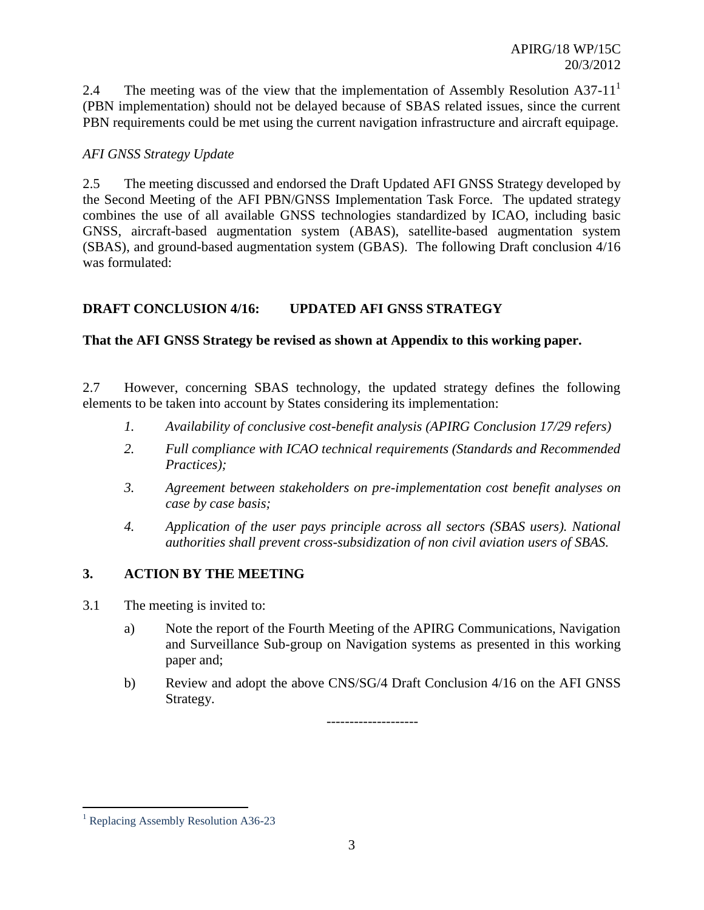2.4 The meeting was of the view that the implementation of Assembly Resolution A37-11[1] (PBN implementation) should not be delayed because of SBAS related issues, since the current PBN requirements could be met using the current navigation infrastructure and aircraft equipage.

*AFI GNSS Strategy Update*

2.5 The meeting discussed and endorsed the Draft Updated AFI GNSS Strategy developed by the Second Meeting of the AFI PBN/GNSS Implementation Task Force. The updated strategy combines the use of all available GNSS technologies standardized by ICAO, including basic GNSS, aircraft-based augmentation system (ABAS), satellite-based augmentation system (SBAS), and ground-based augmentation system (GBAS). The following Draft conclusion 4/16 was formulated:

**DRAFT CONCLUSION 4/16: UPDATED AFI GNSS STRATEGY**

**That the AFI GNSS Strategy be revised as shown at Appendix to this working paper.**

2.7 However, concerning SBAS technology, the updated strategy defines the following elements to be taken into account by States considering its implementation:

1. *Availability of conclusive cost-benefit analysis (APIRG Conclusion 17/29 refers)*
2. *Full compliance with ICAO technical requirements (Standards and Recommended Practices);*
3. *Agreement between stakeholders on pre-implementation cost benefit analyses on case by case basis;*
4. *Application of the user pays principle across all sectors (SBAS users). National authorities shall prevent cross-subsidization of non civil aviation users of SBAS.*

## 3. ACTION BY THE MEETING

3.1 The meeting is invited to:

a) Note the report of the Fourth Meeting of the APIRG Communications, Navigation and Surveillance Sub-group on Navigation systems as presented in this working paper and;

b) Review and adopt the above CNS/SG/4 Draft Conclusion 4/16 on the AFI GNSS Strategy.

--------------------

[1] Replacing Assembly Resolution A36-23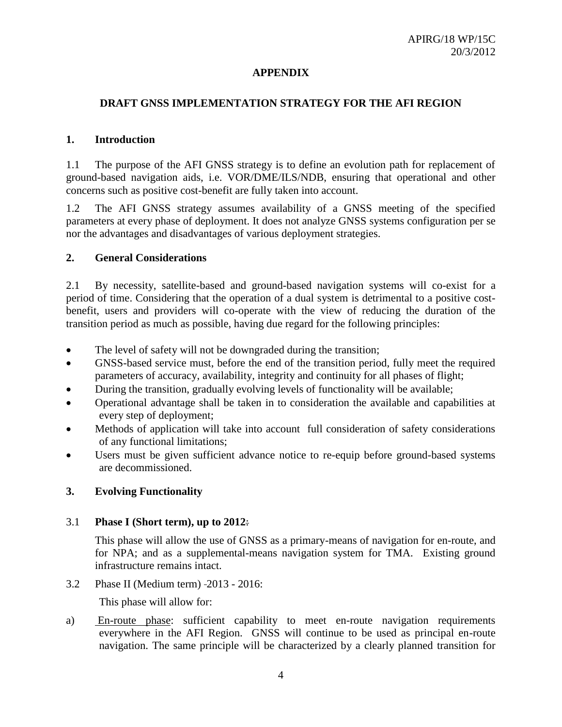APIRG/18 WP/15C
20/3/2012

**APPENDIX**

**DRAFT GNSS IMPLEMENTATION STRATEGY FOR THE AFI REGION**

## 1. Introduction

1.1 The purpose of the AFI GNSS strategy is to define an evolution path for replacement of ground-based navigation aids, i.e. VOR/DME/ILS/NDB, ensuring that operational and other concerns such as positive cost-benefit are fully taken into account.

1.2 The AFI GNSS strategy assumes availability of a GNSS meeting of the specified parameters at every phase of deployment. It does not analyze GNSS systems configuration per se nor the advantages and disadvantages of various deployment strategies.

## 2. General Considerations

2.1 By necessity, satellite-based and ground-based navigation systems will co-exist for a period of time. Considering that the operation of a dual system is detrimental to a positive cost-benefit, users and providers will co-operate with the view of reducing the duration of the transition period as much as possible, having due regard for the following principles:

- The level of safety will not be downgraded during the transition;
- GNSS-based service must, before the end of the transition period, fully meet the required parameters of accuracy, availability, integrity and continuity for all phases of flight;
- During the transition, gradually evolving levels of functionality will be available;
- Operational advantage shall be taken in to consideration the available and capabilities at every step of deployment;
- Methods of application will take into account full consideration of safety considerations of any functional limitations;
- Users must be given sufficient advance notice to re-equip before ground-based systems are decommissioned.

## 3. Evolving Functionality

3.1 **Phase I (Short term), up to 2012:**

This phase will allow the use of GNSS as a primary-means of navigation for en-route, and for NPA; and as a supplemental-means navigation system for TMA. Existing ground infrastructure remains intact.

3.2 Phase II (Medium term) 2013 - 2016:

This phase will allow for:

a) En-route phase: sufficient capability to meet en-route navigation requirements everywhere in the AFI Region. GNSS will continue to be used as principal en-route navigation. The same principle will be characterized by a clearly planned transition for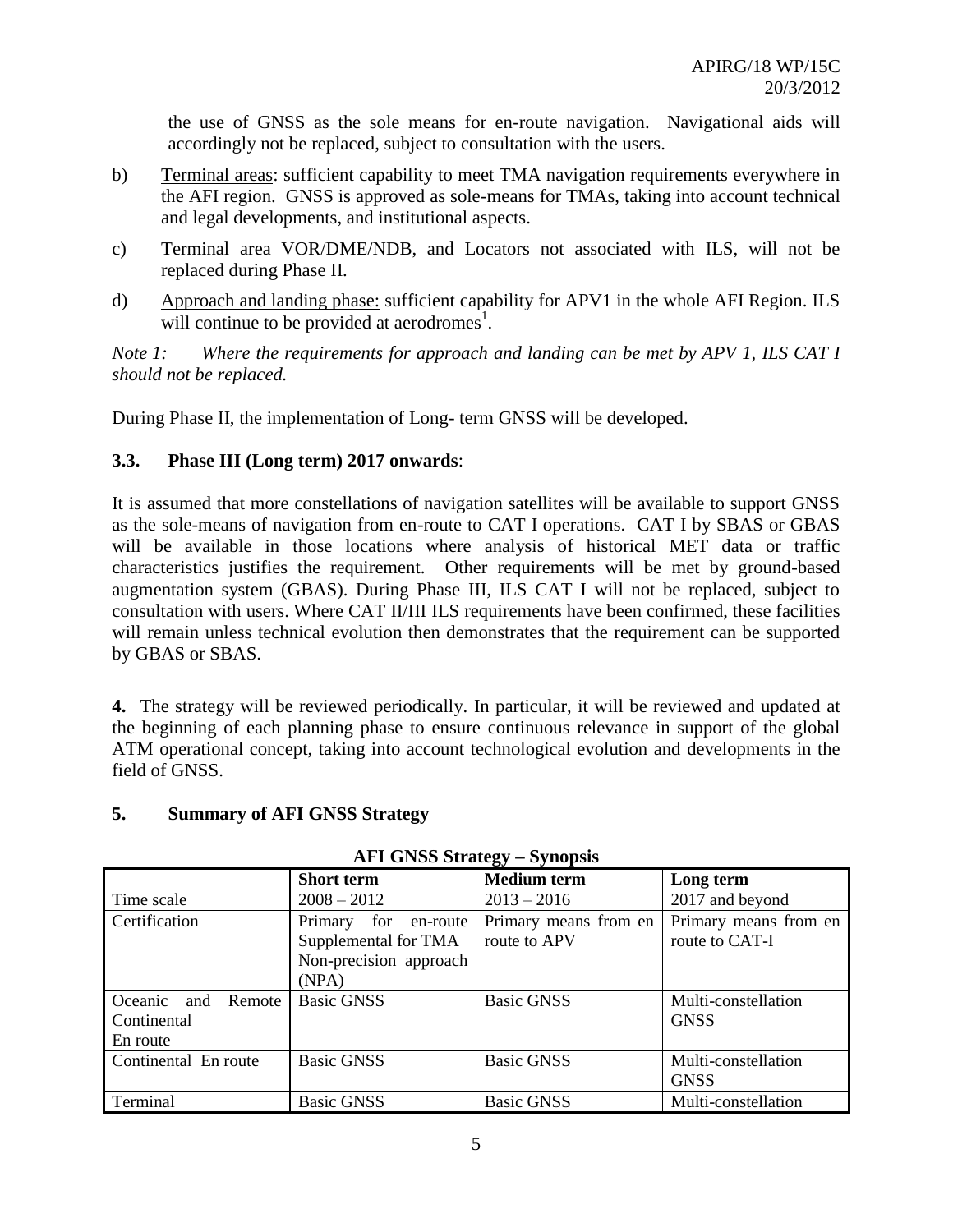the use of GNSS as the sole means for en-route navigation. Navigational aids will accordingly not be replaced, subject to consultation with the users.

b) Terminal areas: sufficient capability to meet TMA navigation requirements everywhere in the AFI region. GNSS is approved as sole-means for TMAs, taking into account technical and legal developments, and institutional aspects.

c) Terminal area VOR/DME/NDB, and Locators not associated with ILS, will not be replaced during Phase II.

d) Approach and landing phase: sufficient capability for APV1 in the whole AFI Region. ILS will continue to be provided at aerodromes[1].

*Note 1: Where the requirements for approach and landing can be met by APV 1, ILS CAT I should not be replaced.*

During Phase II, the implementation of Long- term GNSS will be developed.

### 3.3. Phase III (Long term) 2017 onwards:

It is assumed that more constellations of navigation satellites will be available to support GNSS as the sole-means of navigation from en-route to CAT I operations. CAT I by SBAS or GBAS will be available in those locations where analysis of historical MET data or traffic characteristics justifies the requirement. Other requirements will be met by ground-based augmentation system (GBAS). During Phase III, ILS CAT I will not be replaced, subject to consultation with users. Where CAT II/III ILS requirements have been confirmed, these facilities will remain unless technical evolution then demonstrates that the requirement can be supported by GBAS or SBAS.

**4.** The strategy will be reviewed periodically. In particular, it will be reviewed and updated at the beginning of each planning phase to ensure continuous relevance in support of the global ATM operational concept, taking into account technological evolution and developments in the field of GNSS.

### 5. Summary of AFI GNSS Strategy

**AFI GNSS Strategy – Synopsis**

| | **Short term** | **Medium term** | **Long term** |
|---|---|---|---|
| Time scale | 2008 – 2012 | 2013 – 2016 | 2017 and beyond |
| Certification | Primary for en-route Supplemental for TMA Non-precision approach (NPA) | Primary means from en route to APV | Primary means from en route to CAT-I |
| Oceanic and Remote Continental En route | Basic GNSS | Basic GNSS | Multi-constellation GNSS |
| Continental En route | Basic GNSS | Basic GNSS | Multi-constellation GNSS |
| Terminal | Basic GNSS | Basic GNSS | Multi-constellation |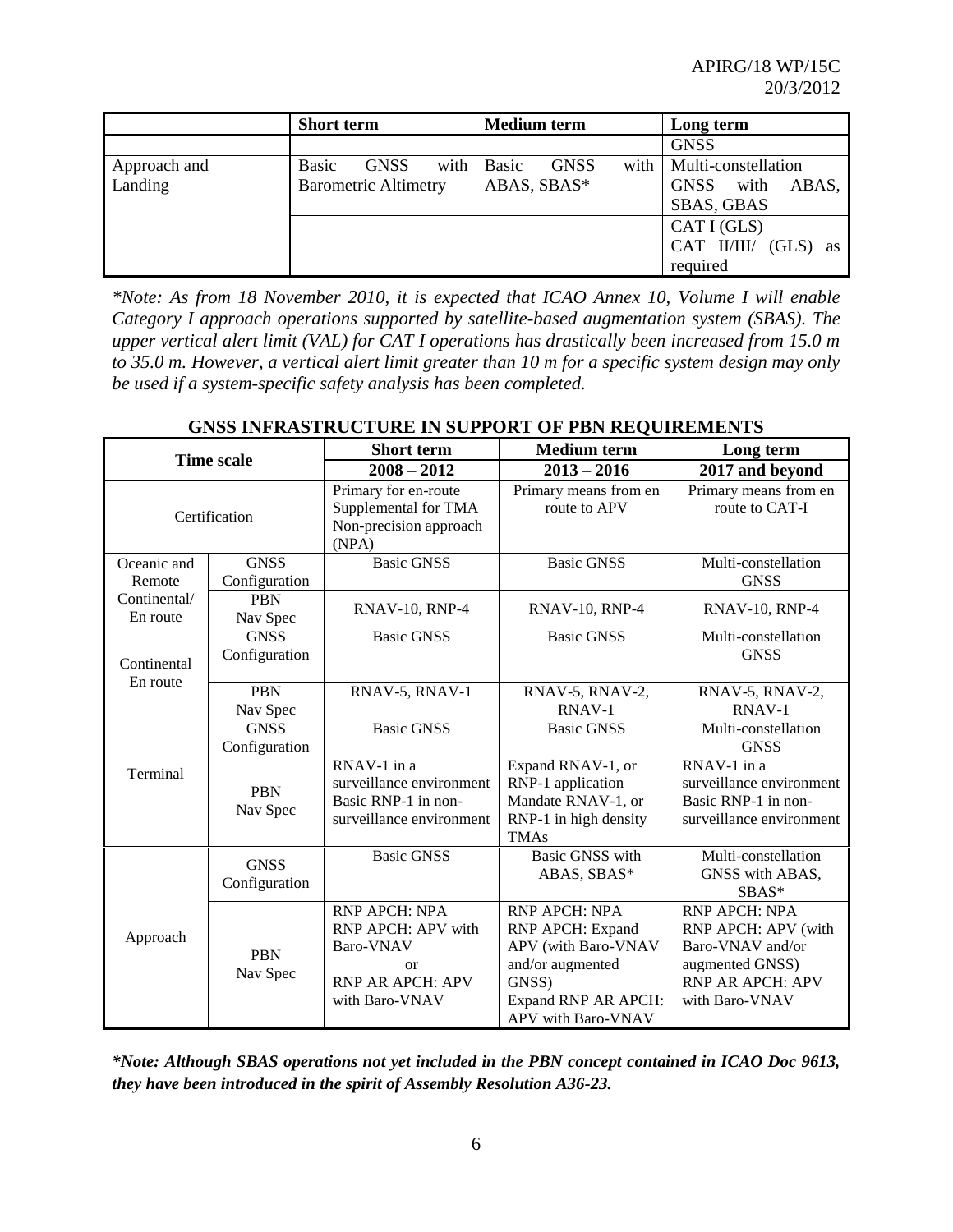| | Short term | Medium term | Long term |
|---|---|---|---|
| | | | GNSS |
| Approach and Landing | Basic GNSS with Barometric Altimetry | Basic GNSS with ABAS, SBAS* | Multi-constellation GNSS with ABAS, SBAS, GBAS |
| | | | CAT I (GLS)<br>CAT II/III/ (GLS) as required |

*\*Note: As from 18 November 2010, it is expected that ICAO Annex 10, Volume I will enable Category I approach operations supported by satellite-based augmentation system (SBAS). The upper vertical alert limit (VAL) for CAT I operations has drastically been increased from 15.0 m to 35.0 m. However, a vertical alert limit greater than 10 m for a specific system design may only be used if a system-specific safety analysis has been completed.*

## GNSS INFRASTRUCTURE IN SUPPORT OF PBN REQUIREMENTS

| Time scale | | Short term<br>2008 – 2012 | Medium term<br>2013 – 2016 | Long term<br>2017 and beyond |
|---|---|---|---|---|
| Certification | | Primary for en-route<br>Supplemental for TMA<br>Non-precision approach (NPA) | Primary means from en route to APV | Primary means from en route to CAT-I |
| Oceanic and Remote Continental/ En route | GNSS Configuration | Basic GNSS | Basic GNSS | Multi-constellation GNSS |
| | PBN Nav Spec | RNAV-10, RNP-4 | RNAV-10, RNP-4 | RNAV-10, RNP-4 |
| Continental En route | GNSS Configuration | Basic GNSS | Basic GNSS | Multi-constellation GNSS |
| | PBN Nav Spec | RNAV-5, RNAV-1 | RNAV-5, RNAV-2, RNAV-1 | RNAV-5, RNAV-2, RNAV-1 |
| Terminal | GNSS Configuration | Basic GNSS | Basic GNSS | Multi-constellation GNSS |
| | PBN Nav Spec | RNAV-1 in a surveillance environment<br>Basic RNP-1 in non-surveillance environment | Expand RNAV-1, or RNP-1 application<br>Mandate RNAV-1, or RNP-1 in high density TMAs | RNAV-1 in a surveillance environment<br>Basic RNP-1 in non-surveillance environment |
| Approach | GNSS Configuration | Basic GNSS | Basic GNSS with ABAS, SBAS* | Multi-constellation GNSS with ABAS, SBAS* |
| | PBN Nav Spec | RNP APCH: NPA<br>RNP APCH: APV with Baro-VNAV<br>or<br>RNP AR APCH: APV with Baro-VNAV | RNP APCH: NPA<br>RNP APCH: Expand APV (with Baro-VNAV and/or augmented GNSS)<br>Expand RNP AR APCH: APV with Baro-VNAV | RNP APCH: NPA<br>RNP APCH: APV (with Baro-VNAV and/or augmented GNSS)<br>RNP AR APCH: APV with Baro-VNAV |

***\*Note: Although SBAS operations not yet included in the PBN concept contained in ICAO Doc 9613, they have been introduced in the spirit of Assembly Resolution A36-23.***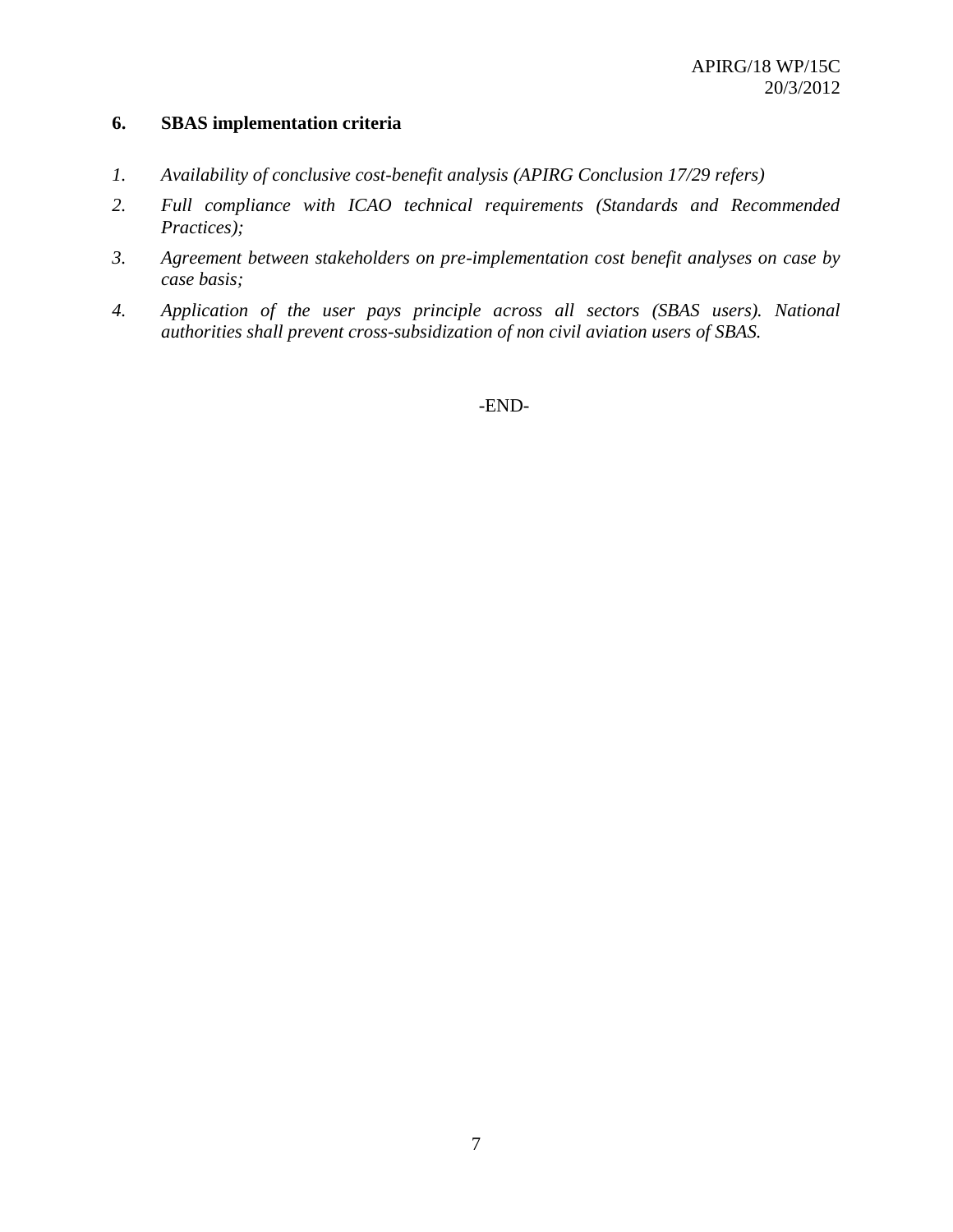## 6. SBAS implementation criteria

1. *Availability of conclusive cost-benefit analysis (APIRG Conclusion 17/29 refers)*
2. *Full compliance with ICAO technical requirements (Standards and Recommended Practices);*
3. *Agreement between stakeholders on pre-implementation cost benefit analyses on case by case basis;*
4. *Application of the user pays principle across all sectors (SBAS users). National authorities shall prevent cross-subsidization of non civil aviation users of SBAS.*

-END-